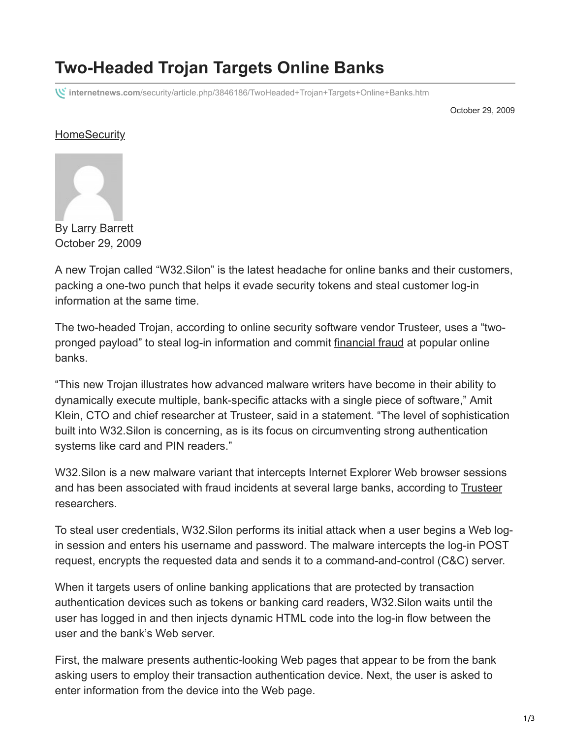# Two-Headed Trojan Targets Online Banks

internetnews.com/security/article.php/3846186/TwoHeaded+Trojan+Targets+Online+Banks.htm

October 29, 2009

HomeSecurity

By Larry Barrett
October 29, 2009

A new Trojan called "W32.Silon" is the latest headache for online banks and their customers, packing a one-two punch that helps it evade security tokens and steal customer log-in information at the same time.

The two-headed Trojan, according to online security software vendor Trusteer, uses a "two-pronged payload" to steal log-in information and commit financial fraud at popular online banks.

"This new Trojan illustrates how advanced malware writers have become in their ability to dynamically execute multiple, bank-specific attacks with a single piece of software," Amit Klein, CTO and chief researcher at Trusteer, said in a statement. "The level of sophistication built into W32.Silon is concerning, as is its focus on circumventing strong authentication systems like card and PIN readers."

W32.Silon is a new malware variant that intercepts Internet Explorer Web browser sessions and has been associated with fraud incidents at several large banks, according to Trusteer researchers.

To steal user credentials, W32.Silon performs its initial attack when a user begins a Web log-in session and enters his username and password. The malware intercepts the log-in POST request, encrypts the requested data and sends it to a command-and-control (C&C) server.

When it targets users of online banking applications that are protected by transaction authentication devices such as tokens or banking card readers, W32.Silon waits until the user has logged in and then injects dynamic HTML code into the log-in flow between the user and the bank's Web server.

First, the malware presents authentic-looking Web pages that appear to be from the bank asking users to employ their transaction authentication device. Next, the user is asked to enter information from the device into the Web page.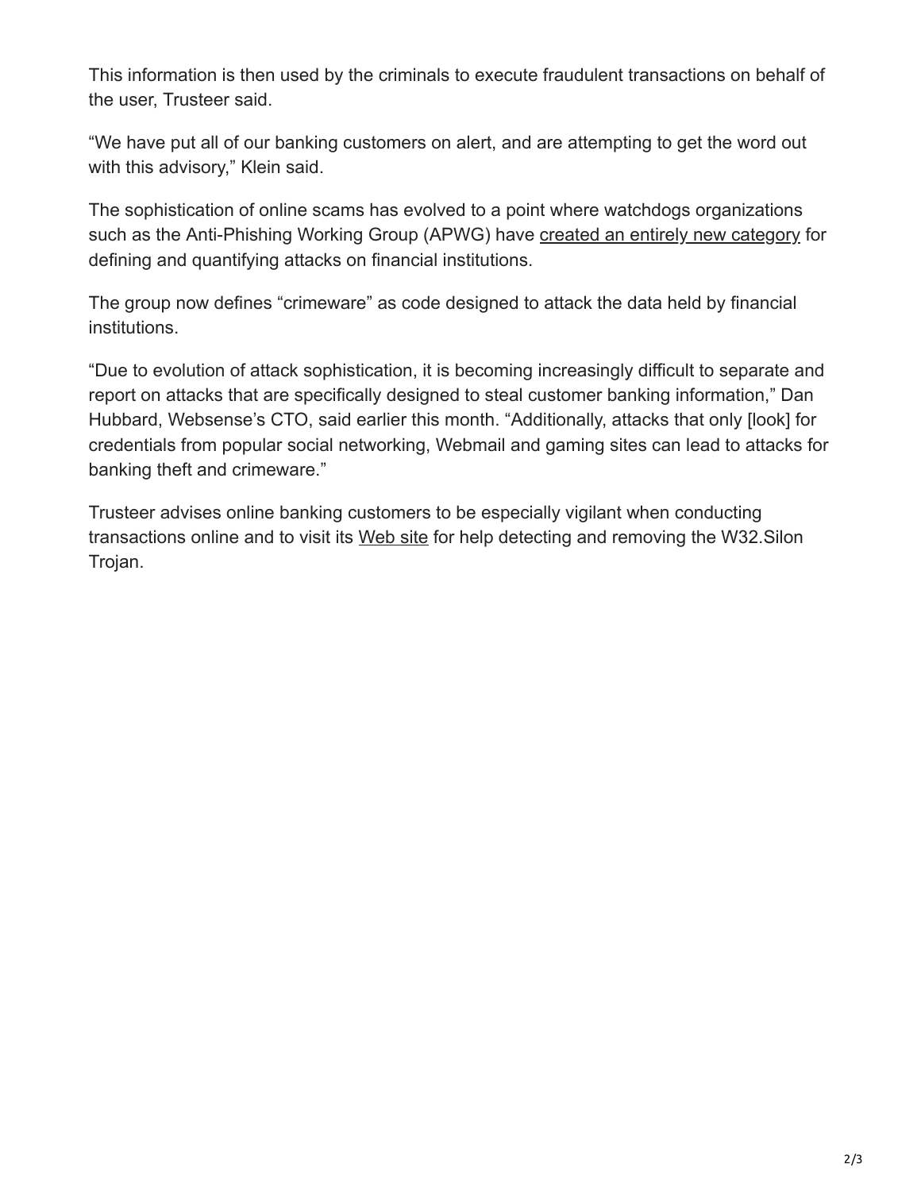This information is then used by the criminals to execute fraudulent transactions on behalf of the user, Trusteer said.

“We have put all of our banking customers on alert, and are attempting to get the word out with this advisory,” Klein said.

The sophistication of online scams has evolved to a point where watchdogs organizations such as the Anti-Phishing Working Group (APWG) have created an entirely new category for defining and quantifying attacks on financial institutions.

The group now defines “crimeware” as code designed to attack the data held by financial institutions.

“Due to evolution of attack sophistication, it is becoming increasingly difficult to separate and report on attacks that are specifically designed to steal customer banking information,” Dan Hubbard, Websense’s CTO, said earlier this month. “Additionally, attacks that only [look] for credentials from popular social networking, Webmail and gaming sites can lead to attacks for banking theft and crimeware.”

Trusteer advises online banking customers to be especially vigilant when conducting transactions online and to visit its Web site for help detecting and removing the W32.Silon Trojan.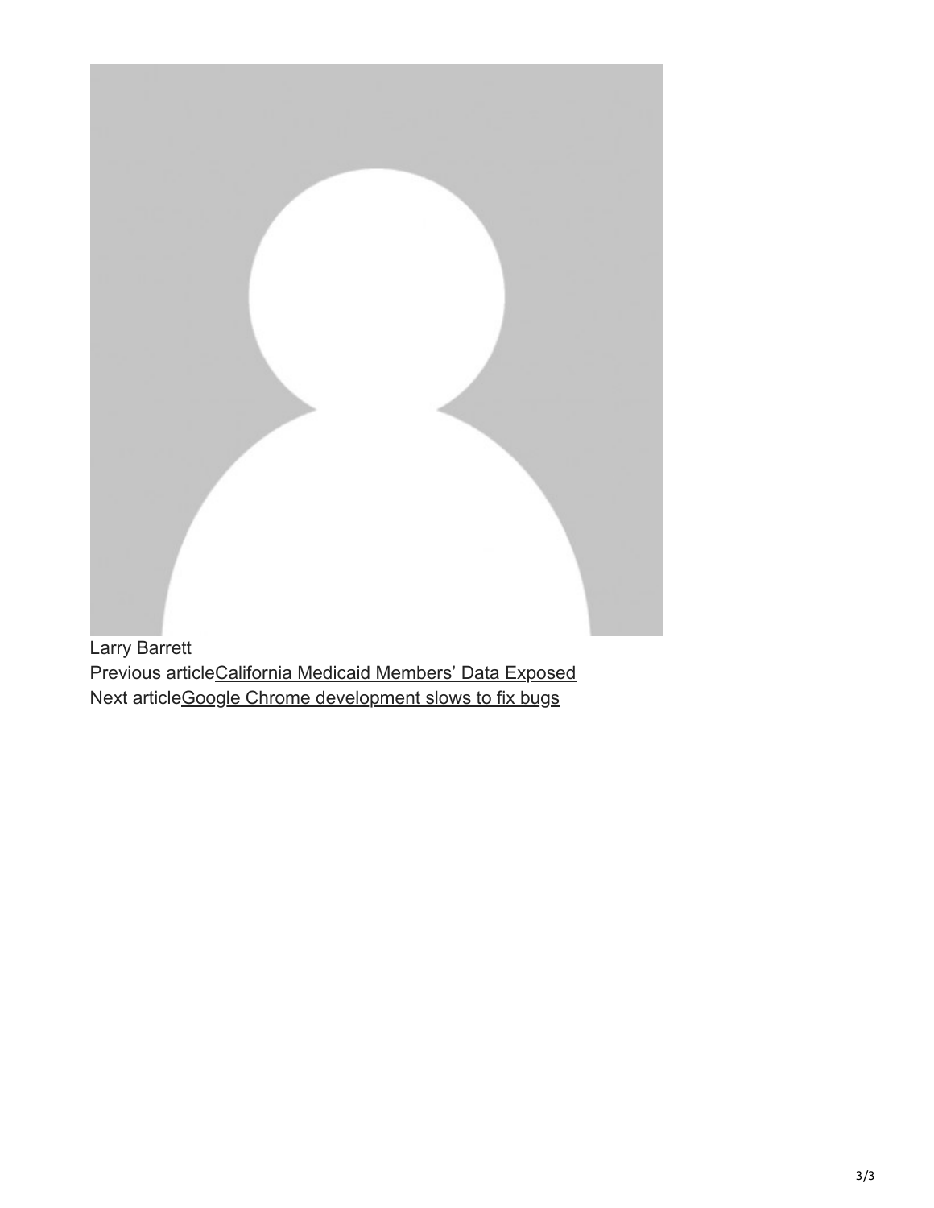Larry Barrett

Previous articleCalifornia Medicaid Members' Data Exposed

Next articleGoogle Chrome development slows to fix bugs